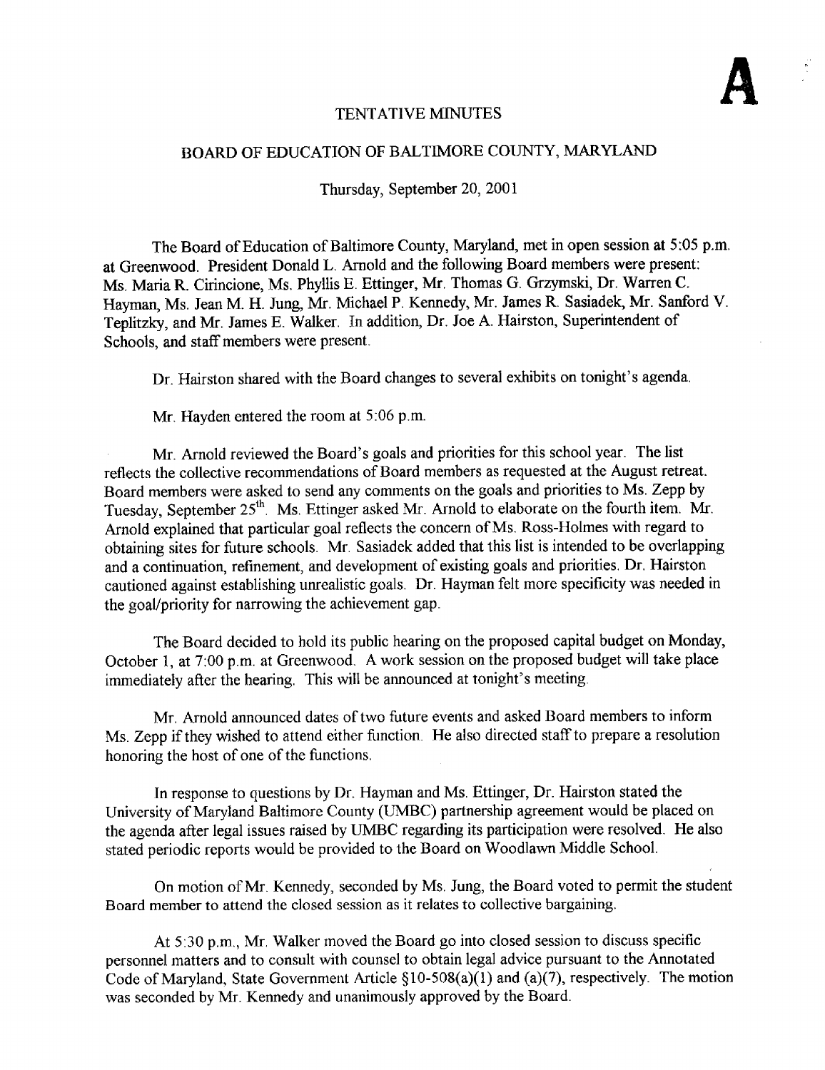**A**

# TENTATIVE MINUTES

## BOARD OF EDUCATION OF BALTIMORE COUNTY, MARYLAND

Thursday, September 20, 2001

The Board of Education of Baltimore County, Maryland, met in open session at 5:05 p.m. at Greenwood. President Donald L. Arnold and the following Board members were present: Ms. Maria R. Cirincione, Ms. Phyllis E. Ettinger, Mr. Thomas G. Grzymski, Dr. Warren C. Hayman, Ms. Jean M. H. Jung, Mr. Michael P. Kennedy, Mr. James R. Sasiadek, Mr. Sanford V. Teplitzky, and Mr. James E. Walker. In addition, Dr. Joe A. Hairston, Superintendent of Schools, and staff members were present.

Dr. Hairston shared with the Board changes to several exhibits on tonight's agenda.

Mr. Hayden entered the room at 5:06 p.m.

Mr. Arnold reviewed the Board's goals and priorities for this school year. The list reflects the collective recommendations of Board members as requested at the August retreat. Board members were asked to send any comments on the goals and priorities to Ms. Zepp by Tuesday, September 25th. Ms. Ettinger asked Mr. Arnold to elaborate on the fourth item. Mr. Arnold explained that particular goal reflects the concern of Ms. Ross-Holmes with regard to obtaining sites for future schools. Mr. Sasiadek added that this list is intended to be overlapping and a continuation, refinement, and development of existing goals and priorities. Dr. Hairston cautioned against establishing unrealistic goals. Dr. Hayman felt more specificity was needed in the goal/priority for narrowing the achievement gap.

The Board decided to hold its public hearing on the proposed capital budget on Monday, October 1, at 7:00 p.m. at Greenwood. A work session on the proposed budget will take place immediately after the hearing. This will be announced at tonight's meeting.

Mr. Arnold announced dates of two future events and asked Board members to inform Ms. Zepp if they wished to attend either function. He also directed staff to prepare a resolution honoring the host of one of the functions.

In response to questions by Dr. Hayman and Ms. Ettinger, Dr. Hairston stated the University of Maryland Baltimore County (UMBC) partnership agreement would be placed on the agenda after legal issues raised by UMBC regarding its participation were resolved. He also stated periodic reports would be provided to the Board on Woodlawn Middle School.

On motion of Mr. Kennedy, seconded by Ms. Jung, the Board voted to permit the student Board member to attend the closed session as it relates to collective bargaining.

At 5:30 p.m., Mr. Walker moved the Board go into closed session to discuss specific personnel matters and to consult with counsel to obtain legal advice pursuant to the Annotated Code of Maryland, State Government Article §10-508(a)(1) and (a)(7), respectively. The motion was seconded by Mr. Kennedy and unanimously approved by the Board.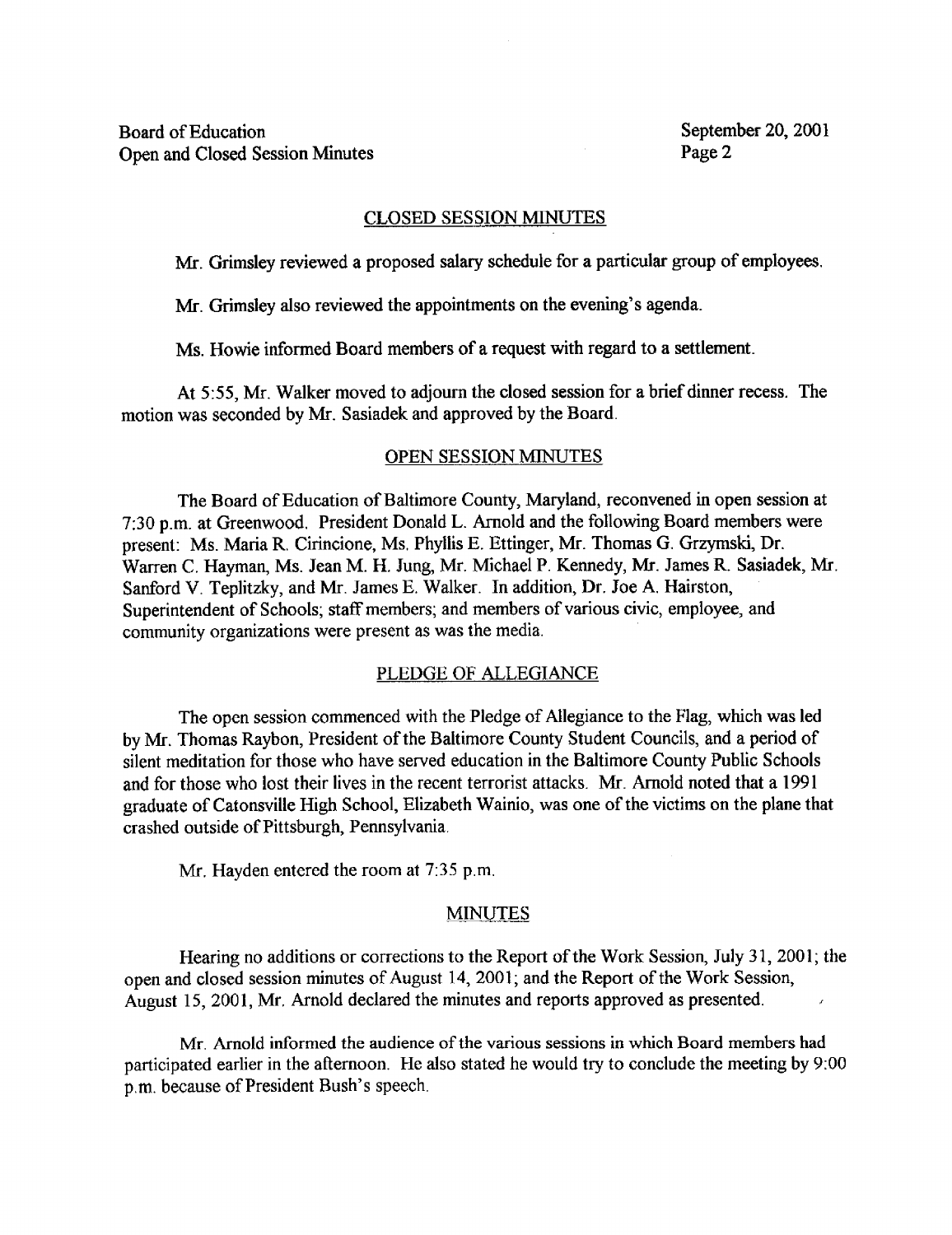## CLOSED SESSION MINUTES

Mr. Grimsley reviewed a proposed salary schedule for a particular group of employees.

Mr. Grimsley also reviewed the appointments on the evening's agenda.

Ms. Howie informed Board members of a request with regard to a settlement.

At 5:55, Mr. Walker moved to adjourn the closed session for a brief dinner recess. The motion was seconded by Mr. Sasiadek and approved by the Board.

## OPEN SESSION MINUTES

The Board of Education of Baltimore County, Maryland, reconvened in open session at 7:30 p.m. at Greenwood. President Donald L. Arnold and the following Board members were present: Ms. Maria R. Cirincione, Ms. Phyllis E. Ettinger, Mr. Thomas G. Grzymski, Dr. Warren C. Hayman, Ms. Jean M. H. Jung, Mr. Michael P. Kennedy, Mr. James R. Sasiadek, Mr. Sanford V. Teplitzky, and Mr. James E. Walker. In addition, Dr. Joe A. Hairston, Superintendent of Schools; staff members; and members of various civic, employee, and community organizations were present as was the media.

## PLEDGE OF ALLEGIANCE

The open session commenced with the Pledge of Allegiance to the Flag, which was led by Mr. Thomas Raybon, President of the Baltimore County Student Councils, and a period of silent meditation for those who have served education in the Baltimore County Public Schools and for those who lost their lives in the recent terrorist attacks. Mr. Arnold noted that a 1991 graduate of Catonsville High School, Elizabeth Wainio, was one of the victims on the plane that crashed outside of Pittsburgh, Pennsylvania.

Mr. Hayden entered the room at 7:35 p.m.

## MINUTES

Hearing no additions or corrections to the Report of the Work Session, July 31, 2001; the open and closed session minutes of August 14, 2001; and the Report of the Work Session, August 15, 2001, Mr. Arnold declared the minutes and reports approved as presented.

Mr. Arnold informed the audience of the various sessions in which Board members had participated earlier in the afternoon. He also stated he would try to conclude the meeting by 9:00 p.m. because of President Bush's speech.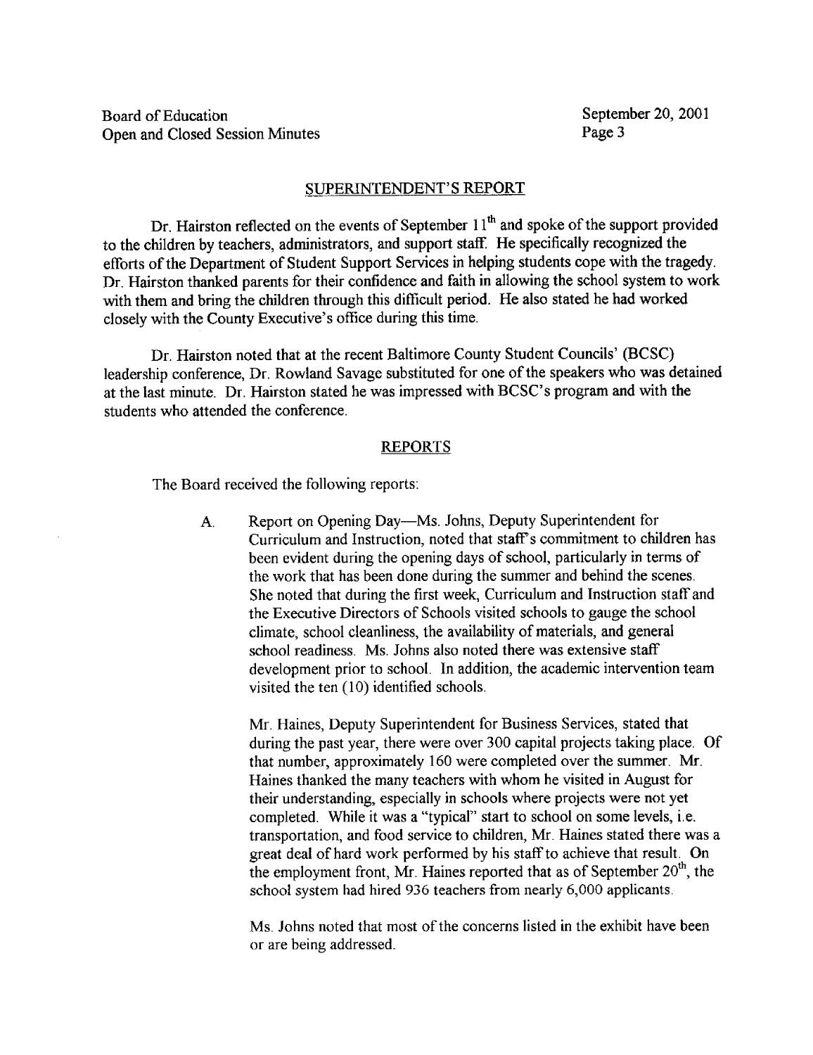## SUPERINTENDENT'S REPORT

Dr. Hairston reflected on the events of September 11th and spoke of the support provided to the children by teachers, administrators, and support staff. He specifically recognized the efforts of the Department of Student Support Services in helping students cope with the tragedy. Dr. Hairston thanked parents for their confidence and faith in allowing the school system to work with them and bring the children through this difficult period. He also stated he had worked closely with the County Executive's office during this time.

Dr. Hairston noted that at the recent Baltimore County Student Councils' (BCSC) leadership conference, Dr. Rowland Savage substituted for one of the speakers who was detained at the last minute. Dr. Hairston stated he was impressed with BCSC's program and with the students who attended the conference.

## REPORTS

The Board received the following reports:

A. Report on Opening Day—Ms. Johns, Deputy Superintendent for Curriculum and Instruction, noted that staff's commitment to children has been evident during the opening days of school, particularly in terms of the work that has been done during the summer and behind the scenes. She noted that during the first week, Curriculum and Instruction staff and the Executive Directors of Schools visited schools to gauge the school climate, school cleanliness, the availability of materials, and general school readiness. Ms. Johns also noted there was extensive staff development prior to school. In addition, the academic intervention team visited the ten (10) identified schools.

Mr. Haines, Deputy Superintendent for Business Services, stated that during the past year, there were over 300 capital projects taking place. Of that number, approximately 160 were completed over the summer. Mr. Haines thanked the many teachers with whom he visited in August for their understanding, especially in schools where projects were not yet completed. While it was a "typical" start to school on some levels, i.e. transportation, and food service to children, Mr. Haines stated there was a great deal of hard work performed by his staff to achieve that result. On the employment front, Mr. Haines reported that as of September 20th, the school system had hired 936 teachers from nearly 6,000 applicants.

Ms. Johns noted that most of the concerns listed in the exhibit have been or are being addressed.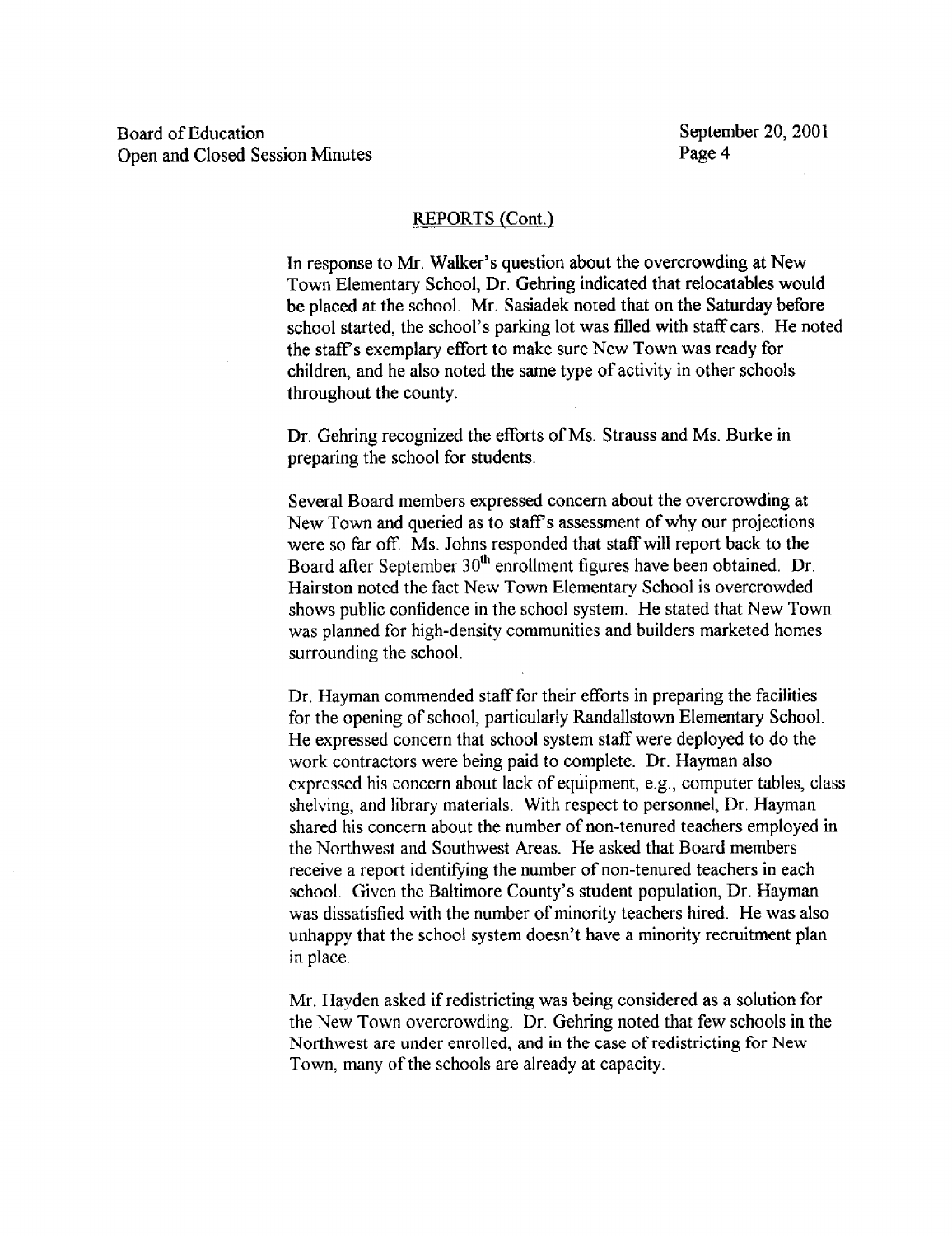## REPORTS (Cont.)

In response to Mr. Walker's question about the overcrowding at New Town Elementary School, Dr. Gehring indicated that relocatables would be placed at the school. Mr. Sasiadek noted that on the Saturday before school started, the school's parking lot was filled with staff cars. He noted the staff's exemplary effort to make sure New Town was ready for children, and he also noted the same type of activity in other schools throughout the county.

Dr. Gehring recognized the efforts of Ms. Strauss and Ms. Burke in preparing the school for students.

Several Board members expressed concern about the overcrowding at New Town and queried as to staff's assessment of why our projections were so far off. Ms. Johns responded that staff will report back to the Board after September 30th enrollment figures have been obtained. Dr. Hairston noted the fact New Town Elementary School is overcrowded shows public confidence in the school system. He stated that New Town was planned for high-density communities and builders marketed homes surrounding the school.

Dr. Hayman commended staff for their efforts in preparing the facilities for the opening of school, particularly Randallstown Elementary School. He expressed concern that school system staff were deployed to do the work contractors were being paid to complete. Dr. Hayman also expressed his concern about lack of equipment, e.g., computer tables, class shelving, and library materials. With respect to personnel, Dr. Hayman shared his concern about the number of non-tenured teachers employed in the Northwest and Southwest Areas. He asked that Board members receive a report identifying the number of non-tenured teachers in each school. Given the Baltimore County's student population, Dr. Hayman was dissatisfied with the number of minority teachers hired. He was also unhappy that the school system doesn't have a minority recruitment plan in place.

Mr. Hayden asked if redistricting was being considered as a solution for the New Town overcrowding. Dr. Gehring noted that few schools in the Northwest are under enrolled, and in the case of redistricting for New Town, many of the schools are already at capacity.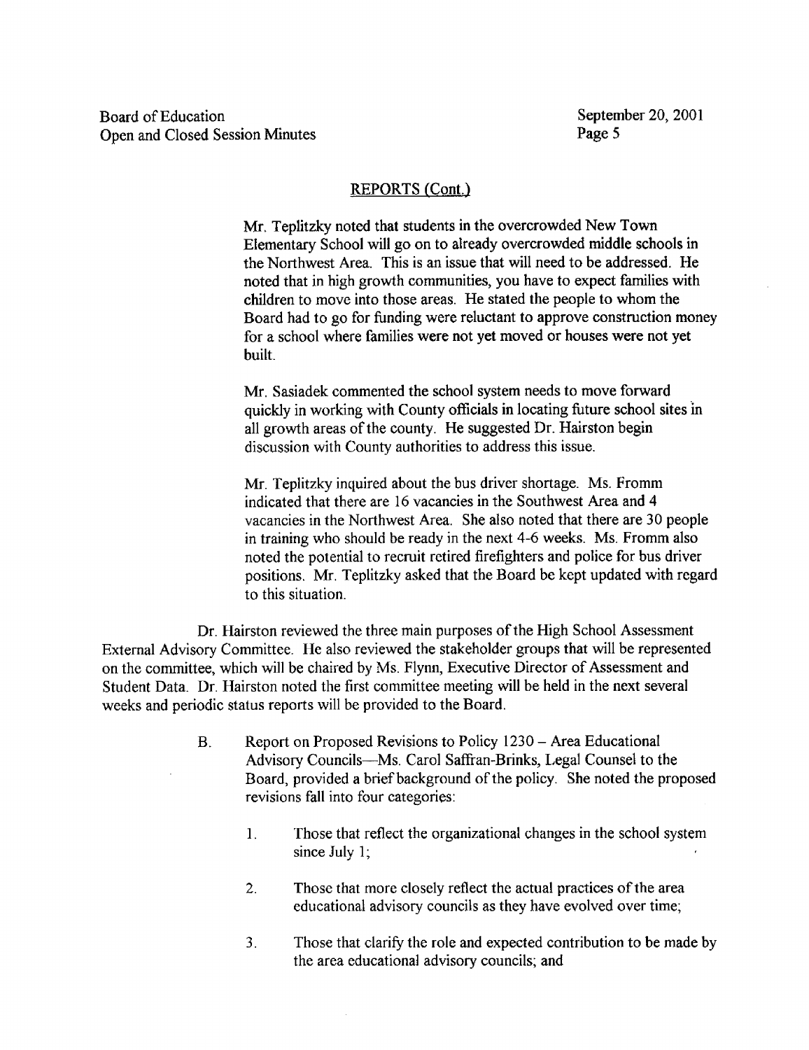## REPORTS (Cont.)

Mr. Teplitzky noted that students in the overcrowded New Town Elementary School will go on to already overcrowded middle schools in the Northwest Area. This is an issue that will need to be addressed. He noted that in high growth communities, you have to expect families with children to move into those areas. He stated the people to whom the Board had to go for funding were reluctant to approve construction money for a school where families were not yet moved or houses were not yet built.

Mr. Sasiadek commented the school system needs to move forward quickly in working with County officials in locating future school sites in all growth areas of the county. He suggested Dr. Hairston begin discussion with County authorities to address this issue.

Mr. Teplitzky inquired about the bus driver shortage. Ms. Fromm indicated that there are 16 vacancies in the Southwest Area and 4 vacancies in the Northwest Area. She also noted that there are 30 people in training who should be ready in the next 4-6 weeks. Ms. Fromm also noted the potential to recruit retired firefighters and police for bus driver positions. Mr. Teplitzky asked that the Board be kept updated with regard to this situation.

Dr. Hairston reviewed the three main purposes of the High School Assessment External Advisory Committee. He also reviewed the stakeholder groups that will be represented on the committee, which will be chaired by Ms. Flynn, Executive Director of Assessment and Student Data. Dr. Hairston noted the first committee meeting will be held in the next several weeks and periodic status reports will be provided to the Board.

B. Report on Proposed Revisions to Policy 1230 – Area Educational Advisory Councils—Ms. Carol Saffran-Brinks, Legal Counsel to the Board, provided a brief background of the policy. She noted the proposed revisions fall into four categories:

1. Those that reflect the organizational changes in the school system since July 1;

2. Those that more closely reflect the actual practices of the area educational advisory councils as they have evolved over time;

3. Those that clarify the role and expected contribution to be made by the area educational advisory councils; and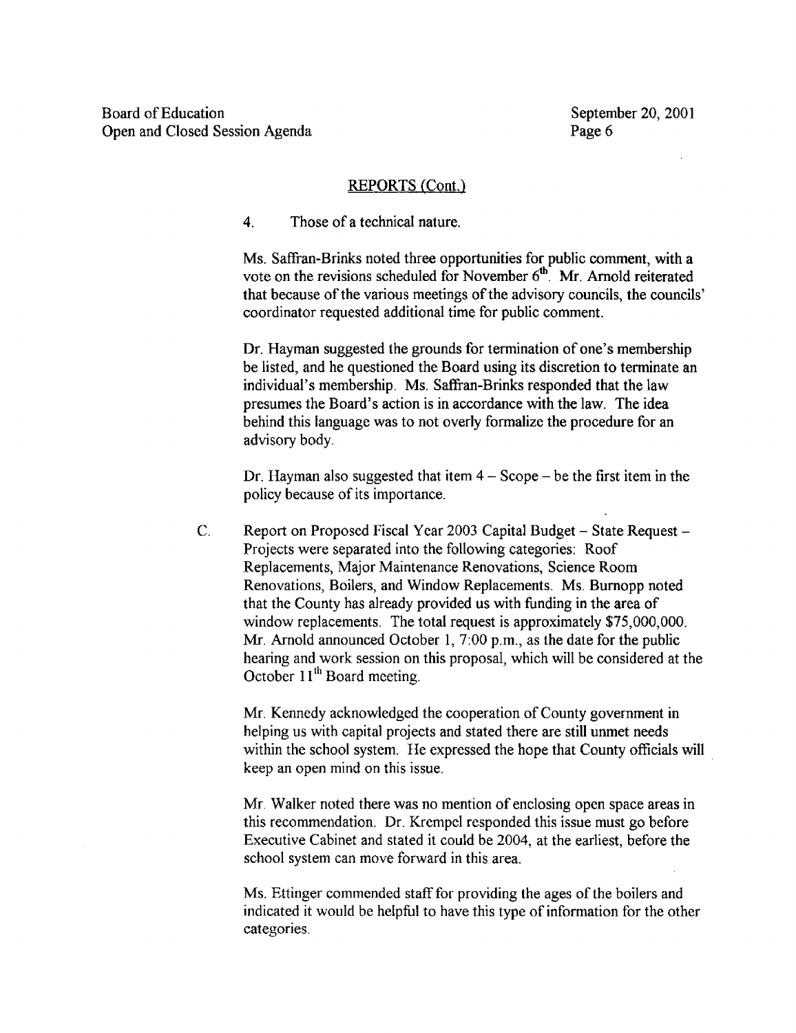## REPORTS (Cont.)

4. Those of a technical nature.

Ms. Saffran-Brinks noted three opportunities for public comment, with a vote on the revisions scheduled for November 6th. Mr. Arnold reiterated that because of the various meetings of the advisory councils, the councils' coordinator requested additional time for public comment.

Dr. Hayman suggested the grounds for termination of one's membership be listed, and he questioned the Board using its discretion to terminate an individual's membership. Ms. Saffran-Brinks responded that the law presumes the Board's action is in accordance with the law. The idea behind this language was to not overly formalize the procedure for an advisory body.

Dr. Hayman also suggested that item 4 – Scope – be the first item in the policy because of its importance.

C. Report on Proposed Fiscal Year 2003 Capital Budget – State Request – Projects were separated into the following categories: Roof Replacements, Major Maintenance Renovations, Science Room Renovations, Boilers, and Window Replacements. Ms. Burnopp noted that the County has already provided us with funding in the area of window replacements. The total request is approximately $75,000,000. Mr. Arnold announced October 1, 7:00 p.m., as the date for the public hearing and work session on this proposal, which will be considered at the October 11th Board meeting.

Mr. Kennedy acknowledged the cooperation of County government in helping us with capital projects and stated there are still unmet needs within the school system. He expressed the hope that County officials will keep an open mind on this issue.

Mr. Walker noted there was no mention of enclosing open space areas in this recommendation. Dr. Krempel responded this issue must go before Executive Cabinet and stated it could be 2004, at the earliest, before the school system can move forward in this area.

Ms. Ettinger commended staff for providing the ages of the boilers and indicated it would be helpful to have this type of information for the other categories.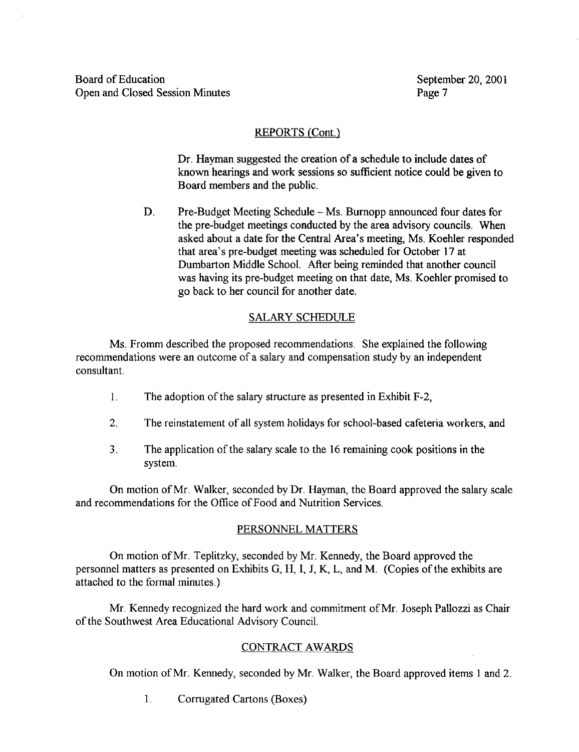## REPORTS (Cont.)

Dr. Hayman suggested the creation of a schedule to include dates of known hearings and work sessions so sufficient notice could be given to Board members and the public.

D. Pre-Budget Meeting Schedule – Ms. Burnopp announced four dates for the pre-budget meetings conducted by the area advisory councils. When asked about a date for the Central Area's meeting, Ms. Koehler responded that area's pre-budget meeting was scheduled for October 17 at Dumbarton Middle School. After being reminded that another council was having its pre-budget meeting on that date, Ms. Koehler promised to go back to her council for another date.

## SALARY SCHEDULE

Ms. Fromm described the proposed recommendations. She explained the following recommendations were an outcome of a salary and compensation study by an independent consultant.

1. The adoption of the salary structure as presented in Exhibit F-2,

2. The reinstatement of all system holidays for school-based cafeteria workers, and

3. The application of the salary scale to the 16 remaining cook positions in the system.

On motion of Mr. Walker, seconded by Dr. Hayman, the Board approved the salary scale and recommendations for the Office of Food and Nutrition Services.

## PERSONNEL MATTERS

On motion of Mr. Teplitzky, seconded by Mr. Kennedy, the Board approved the personnel matters as presented on Exhibits G, H, I, J, K, L, and M. (Copies of the exhibits are attached to the formal minutes.)

Mr. Kennedy recognized the hard work and commitment of Mr. Joseph Pallozzi as Chair of the Southwest Area Educational Advisory Council.

## CONTRACT AWARDS

On motion of Mr. Kennedy, seconded by Mr. Walker, the Board approved items 1 and 2.

1. Corrugated Cartons (Boxes)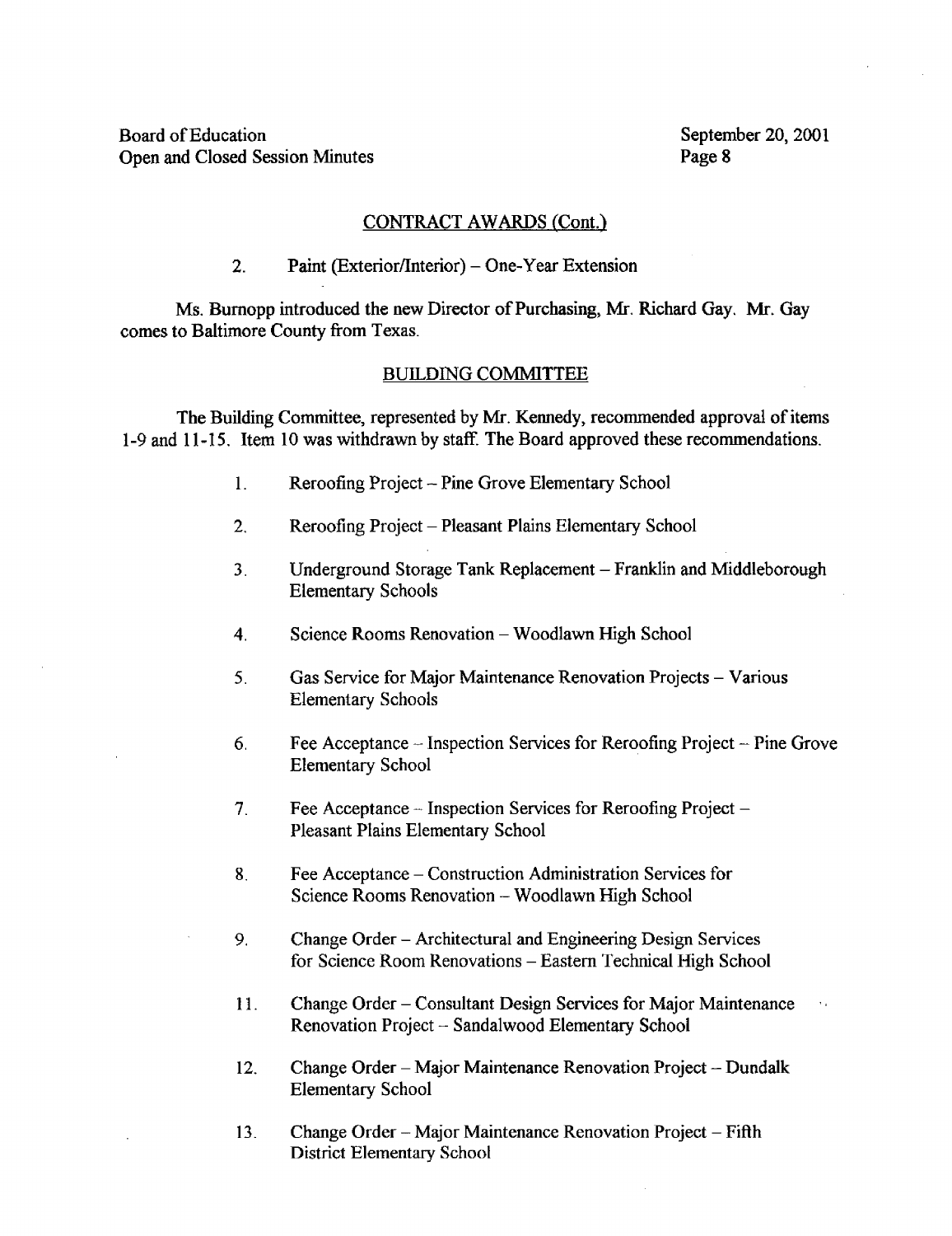## CONTRACT AWARDS (Cont.)

2. Paint (Exterior/Interior) – One-Year Extension

Ms. Burnopp introduced the new Director of Purchasing, Mr. Richard Gay. Mr. Gay comes to Baltimore County from Texas.

## BUILDING COMMITTEE

The Building Committee, represented by Mr. Kennedy, recommended approval of items 1-9 and 11-15. Item 10 was withdrawn by staff. The Board approved these recommendations.

1. Reroofing Project – Pine Grove Elementary School

2. Reroofing Project – Pleasant Plains Elementary School

3. Underground Storage Tank Replacement – Franklin and Middleborough Elementary Schools

4. Science Rooms Renovation – Woodlawn High School

5. Gas Service for Major Maintenance Renovation Projects – Various Elementary Schools

6. Fee Acceptance – Inspection Services for Reroofing Project – Pine Grove Elementary School

7. Fee Acceptance – Inspection Services for Reroofing Project – Pleasant Plains Elementary School

8. Fee Acceptance – Construction Administration Services for Science Rooms Renovation – Woodlawn High School

9. Change Order – Architectural and Engineering Design Services for Science Room Renovations – Eastern Technical High School

11. Change Order – Consultant Design Services for Major Maintenance Renovation Project – Sandalwood Elementary School

12. Change Order – Major Maintenance Renovation Project – Dundalk Elementary School

13. Change Order – Major Maintenance Renovation Project – Fifth District Elementary School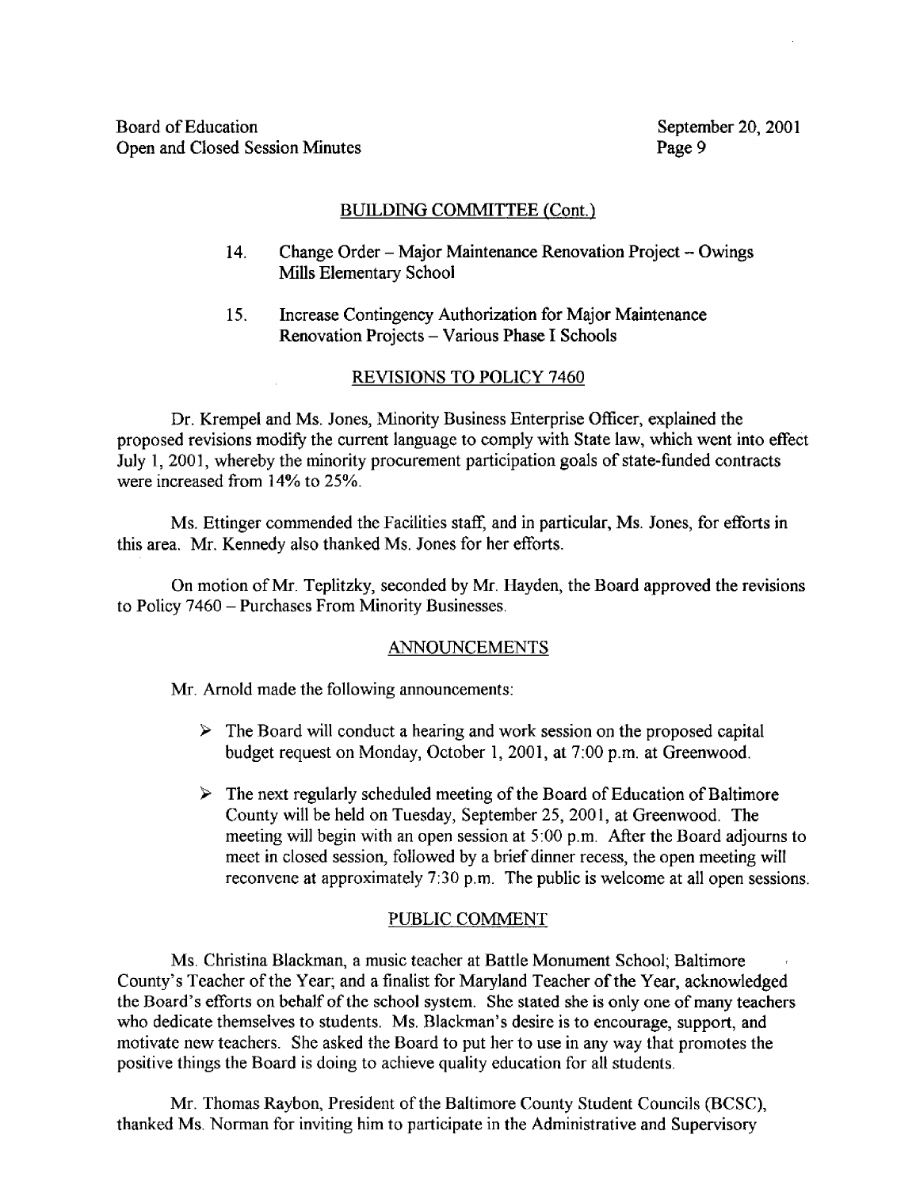## BUILDING COMMITTEE (Cont.)

14. Change Order – Major Maintenance Renovation Project – Owings Mills Elementary School

15. Increase Contingency Authorization for Major Maintenance Renovation Projects – Various Phase I Schools

## REVISIONS TO POLICY 7460

Dr. Krempel and Ms. Jones, Minority Business Enterprise Officer, explained the proposed revisions modify the current language to comply with State law, which went into effect July 1, 2001, whereby the minority procurement participation goals of state-funded contracts were increased from 14% to 25%.

Ms. Ettinger commended the Facilities staff, and in particular, Ms. Jones, for efforts in this area. Mr. Kennedy also thanked Ms. Jones for her efforts.

On motion of Mr. Teplitzky, seconded by Mr. Hayden, the Board approved the revisions to Policy 7460 – Purchases From Minority Businesses.

## ANNOUNCEMENTS

Mr. Arnold made the following announcements:

- The Board will conduct a hearing and work session on the proposed capital budget request on Monday, October 1, 2001, at 7:00 p.m. at Greenwood.

- The next regularly scheduled meeting of the Board of Education of Baltimore County will be held on Tuesday, September 25, 2001, at Greenwood. The meeting will begin with an open session at 5:00 p.m. After the Board adjourns to meet in closed session, followed by a brief dinner recess, the open meeting will reconvene at approximately 7:30 p.m. The public is welcome at all open sessions.

## PUBLIC COMMENT

Ms. Christina Blackman, a music teacher at Battle Monument School; Baltimore County's Teacher of the Year; and a finalist for Maryland Teacher of the Year, acknowledged the Board's efforts on behalf of the school system. She stated she is only one of many teachers who dedicate themselves to students. Ms. Blackman's desire is to encourage, support, and motivate new teachers. She asked the Board to put her to use in any way that promotes the positive things the Board is doing to achieve quality education for all students.

Mr. Thomas Raybon, President of the Baltimore County Student Councils (BCSC), thanked Ms. Norman for inviting him to participate in the Administrative and Supervisory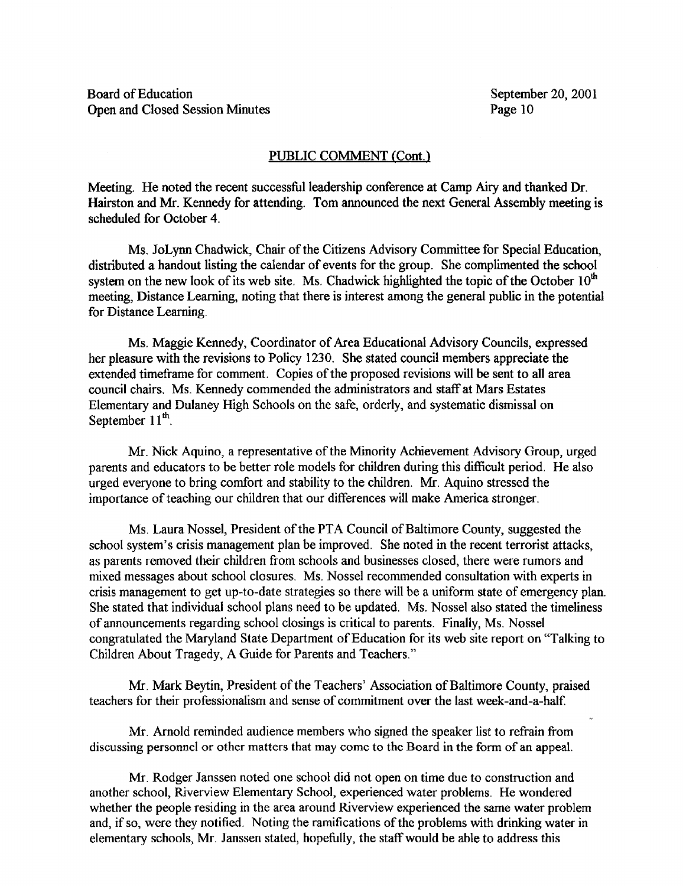## PUBLIC COMMENT (Cont.)

Meeting. He noted the recent successful leadership conference at Camp Airy and thanked Dr. Hairston and Mr. Kennedy for attending. Tom announced the next General Assembly meeting is scheduled for October 4.

Ms. JoLynn Chadwick, Chair of the Citizens Advisory Committee for Special Education, distributed a handout listing the calendar of events for the group. She complimented the school system on the new look of its web site. Ms. Chadwick highlighted the topic of the October 10th meeting, Distance Learning, noting that there is interest among the general public in the potential for Distance Learning.

Ms. Maggie Kennedy, Coordinator of Area Educational Advisory Councils, expressed her pleasure with the revisions to Policy 1230. She stated council members appreciate the extended timeframe for comment. Copies of the proposed revisions will be sent to all area council chairs. Ms. Kennedy commended the administrators and staff at Mars Estates Elementary and Dulaney High Schools on the safe, orderly, and systematic dismissal on September 11th.

Mr. Nick Aquino, a representative of the Minority Achievement Advisory Group, urged parents and educators to be better role models for children during this difficult period. He also urged everyone to bring comfort and stability to the children. Mr. Aquino stressed the importance of teaching our children that our differences will make America stronger.

Ms. Laura Nossel, President of the PTA Council of Baltimore County, suggested the school system's crisis management plan be improved. She noted in the recent terrorist attacks, as parents removed their children from schools and businesses closed, there were rumors and mixed messages about school closures. Ms. Nossel recommended consultation with experts in crisis management to get up-to-date strategies so there will be a uniform state of emergency plan. She stated that individual school plans need to be updated. Ms. Nossel also stated the timeliness of announcements regarding school closings is critical to parents. Finally, Ms. Nossel congratulated the Maryland State Department of Education for its web site report on "Talking to Children About Tragedy, A Guide for Parents and Teachers."

Mr. Mark Beytin, President of the Teachers' Association of Baltimore County, praised teachers for their professionalism and sense of commitment over the last week-and-a-half.

Mr. Arnold reminded audience members who signed the speaker list to refrain from discussing personnel or other matters that may come to the Board in the form of an appeal.

Mr. Rodger Janssen noted one school did not open on time due to construction and another school, Riverview Elementary School, experienced water problems. He wondered whether the people residing in the area around Riverview experienced the same water problem and, if so, were they notified. Noting the ramifications of the problems with drinking water in elementary schools, Mr. Janssen stated, hopefully, the staff would be able to address this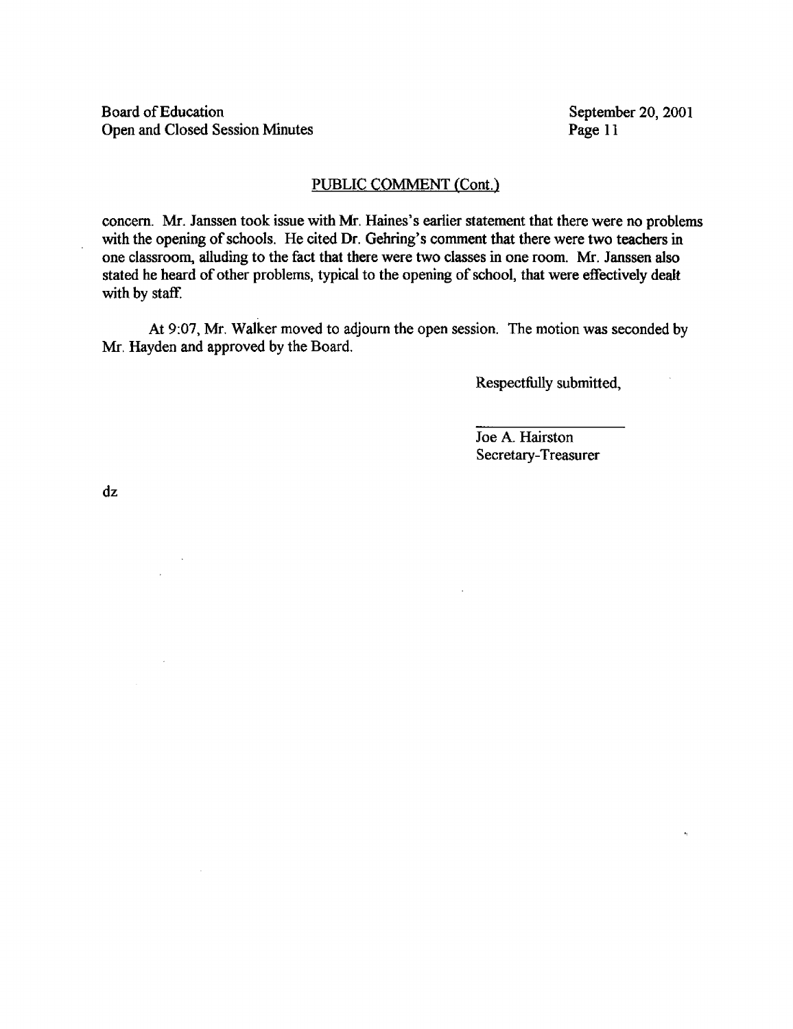## PUBLIC COMMENT (Cont.)

concern. Mr. Janssen took issue with Mr. Haines's earlier statement that there were no problems with the opening of schools. He cited Dr. Gehring's comment that there were two teachers in one classroom, alluding to the fact that there were two classes in one room. Mr. Janssen also stated he heard of other problems, typical to the opening of school, that were effectively dealt with by staff.

At 9:07, Mr. Walker moved to adjourn the open session. The motion was seconded by Mr. Hayden and approved by the Board.

Respectfully submitted,

Joe A. Hairston
Secretary-Treasurer

dz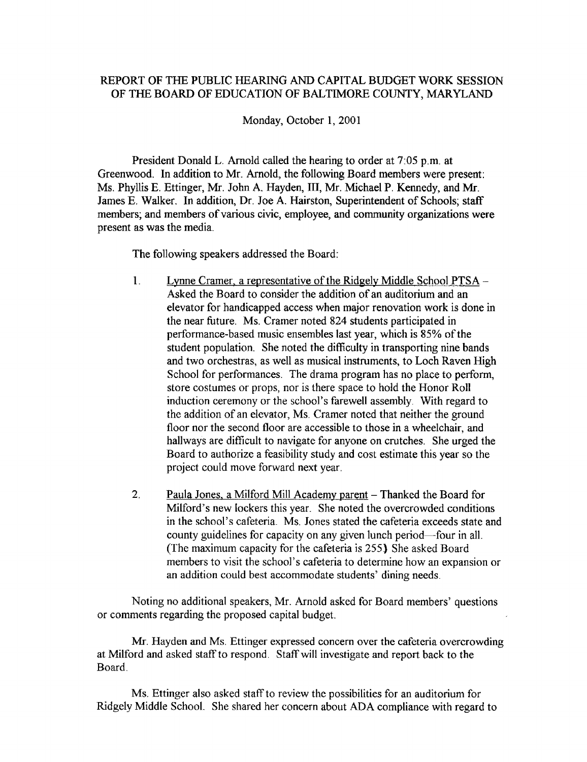# REPORT OF THE PUBLIC HEARING AND CAPITAL BUDGET WORK SESSION OF THE BOARD OF EDUCATION OF BALTIMORE COUNTY, MARYLAND

Monday, October 1, 2001

President Donald L. Arnold called the hearing to order at 7:05 p.m. at Greenwood. In addition to Mr. Arnold, the following Board members were present: Ms. Phyllis E. Ettinger, Mr. John A. Hayden, III, Mr. Michael P. Kennedy, and Mr. James E. Walker. In addition, Dr. Joe A. Hairston, Superintendent of Schools; staff members; and members of various civic, employee, and community organizations were present as was the media.

The following speakers addressed the Board:

1. Lynne Cramer, a representative of the Ridgely Middle School PTSA – Asked the Board to consider the addition of an auditorium and an elevator for handicapped access when major renovation work is done in the near future. Ms. Cramer noted 824 students participated in performance-based music ensembles last year, which is 85% of the student population. She noted the difficulty in transporting nine bands and two orchestras, as well as musical instruments, to Loch Raven High School for performances. The drama program has no place to perform, store costumes or props, nor is there space to hold the Honor Roll induction ceremony or the school's farewell assembly. With regard to the addition of an elevator, Ms. Cramer noted that neither the ground floor nor the second floor are accessible to those in a wheelchair, and hallways are difficult to navigate for anyone on crutches. She urged the Board to authorize a feasibility study and cost estimate this year so the project could move forward next year.

2. Paula Jones, a Milford Mill Academy parent – Thanked the Board for Milford's new lockers this year. She noted the overcrowded conditions in the school's cafeteria. Ms. Jones stated the cafeteria exceeds state and county guidelines for capacity on any given lunch period—four in all. (The maximum capacity for the cafeteria is 255) She asked Board members to visit the school's cafeteria to determine how an expansion or an addition could best accommodate students' dining needs.

Noting no additional speakers, Mr. Arnold asked for Board members' questions or comments regarding the proposed capital budget.

Mr. Hayden and Ms. Ettinger expressed concern over the cafeteria overcrowding at Milford and asked staff to respond. Staff will investigate and report back to the Board.

Ms. Ettinger also asked staff to review the possibilities for an auditorium for Ridgely Middle School. She shared her concern about ADA compliance with regard to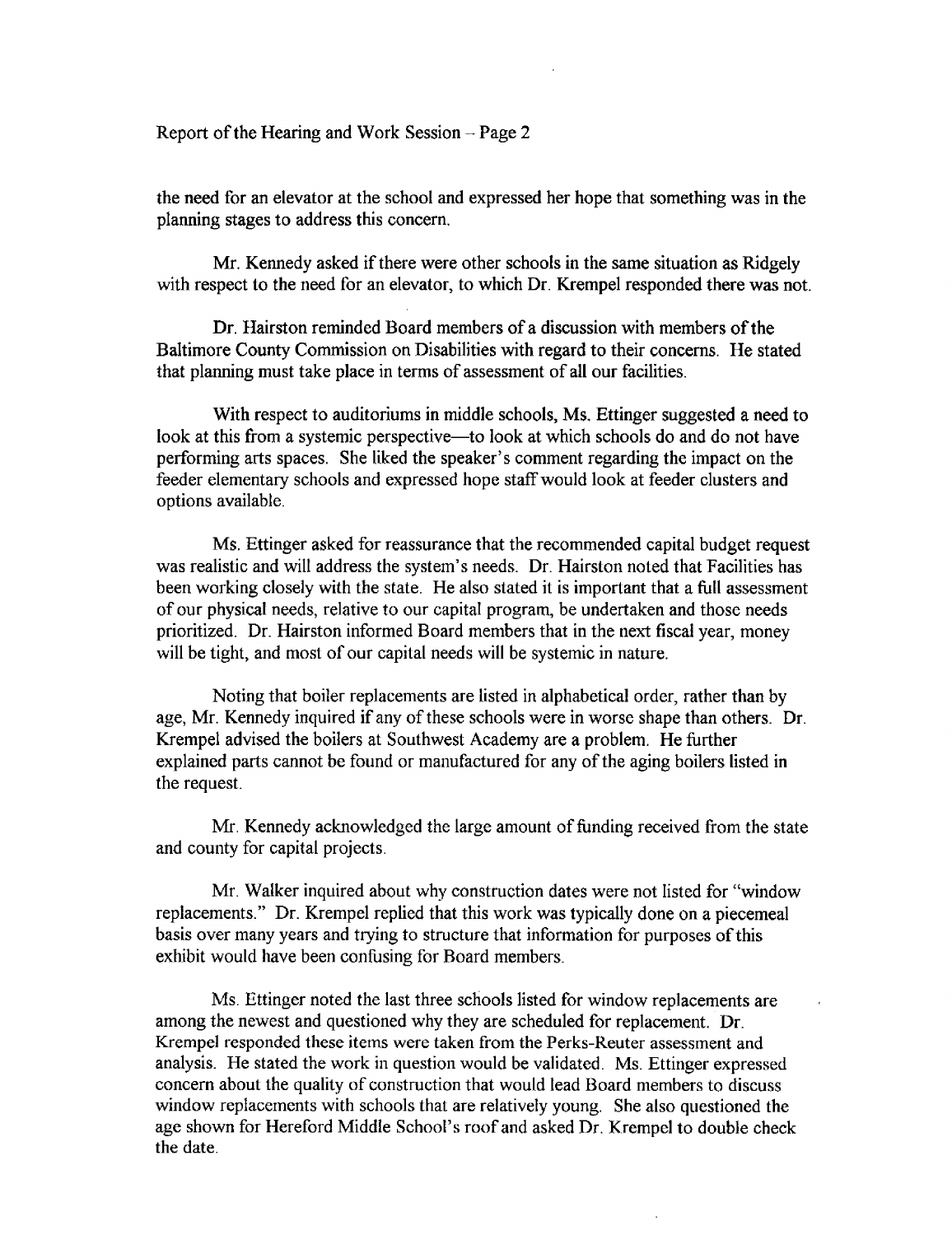the need for an elevator at the school and expressed her hope that something was in the planning stages to address this concern.

Mr. Kennedy asked if there were other schools in the same situation as Ridgely with respect to the need for an elevator, to which Dr. Krempel responded there was not.

Dr. Hairston reminded Board members of a discussion with members of the Baltimore County Commission on Disabilities with regard to their concerns. He stated that planning must take place in terms of assessment of all our facilities.

With respect to auditoriums in middle schools, Ms. Ettinger suggested a need to look at this from a systemic perspective—to look at which schools do and do not have performing arts spaces. She liked the speaker's comment regarding the impact on the feeder elementary schools and expressed hope staff would look at feeder clusters and options available.

Ms. Ettinger asked for reassurance that the recommended capital budget request was realistic and will address the system's needs. Dr. Hairston noted that Facilities has been working closely with the state. He also stated it is important that a full assessment of our physical needs, relative to our capital program, be undertaken and those needs prioritized. Dr. Hairston informed Board members that in the next fiscal year, money will be tight, and most of our capital needs will be systemic in nature.

Noting that boiler replacements are listed in alphabetical order, rather than by age, Mr. Kennedy inquired if any of these schools were in worse shape than others. Dr. Krempel advised the boilers at Southwest Academy are a problem. He further explained parts cannot be found or manufactured for any of the aging boilers listed in the request.

Mr. Kennedy acknowledged the large amount of funding received from the state and county for capital projects.

Mr. Walker inquired about why construction dates were not listed for "window replacements." Dr. Krempel replied that this work was typically done on a piecemeal basis over many years and trying to structure that information for purposes of this exhibit would have been confusing for Board members.

Ms. Ettinger noted the last three schools listed for window replacements are among the newest and questioned why they are scheduled for replacement. Dr. Krempel responded these items were taken from the Perks-Reuter assessment and analysis. He stated the work in question would be validated. Ms. Ettinger expressed concern about the quality of construction that would lead Board members to discuss window replacements with schools that are relatively young. She also questioned the age shown for Hereford Middle School's roof and asked Dr. Krempel to double check the date.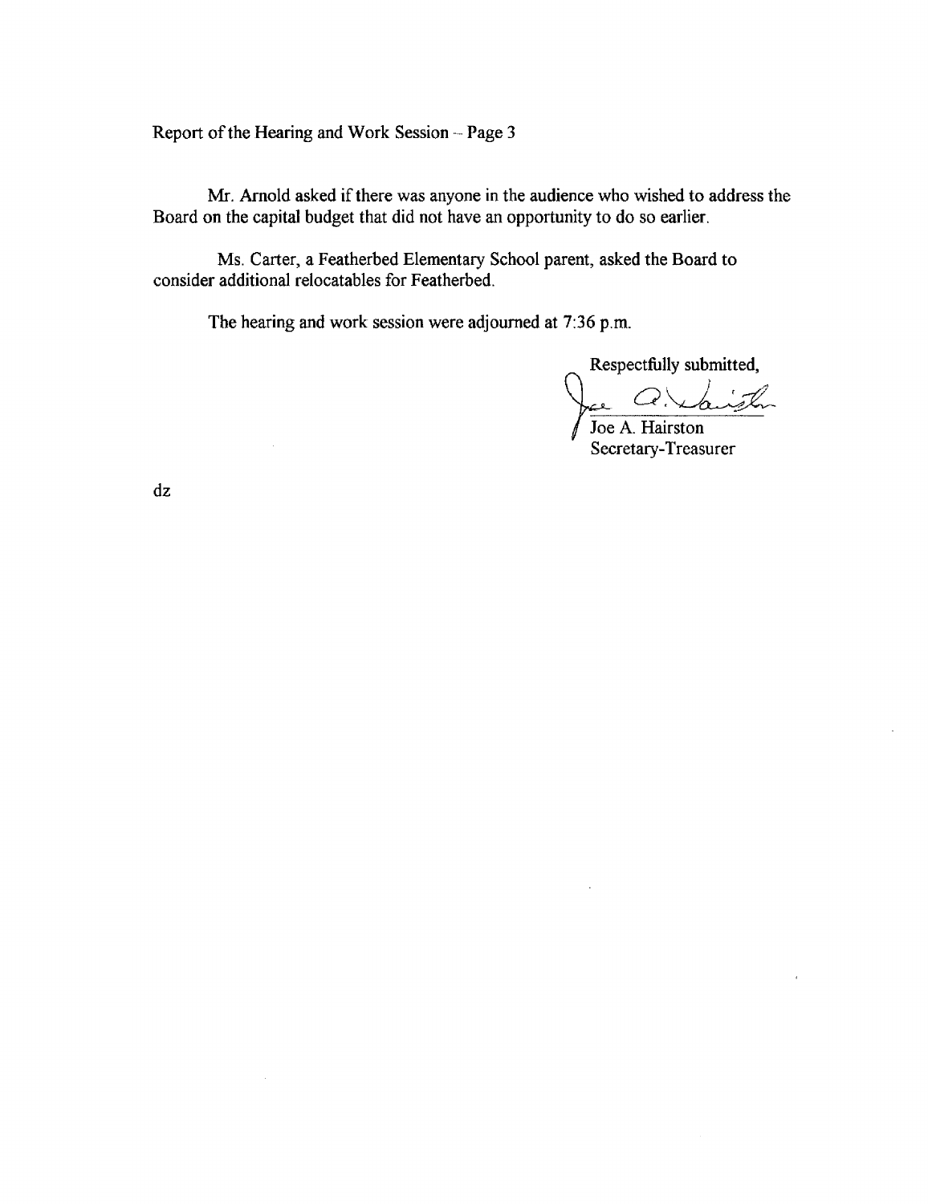Report of the Hearing and Work Session – Page 3

Mr. Arnold asked if there was anyone in the audience who wished to address the Board on the capital budget that did not have an opportunity to do so earlier.

Ms. Carter, a Featherbed Elementary School parent, asked the Board to consider additional relocatables for Featherbed.

The hearing and work session were adjourned at 7:36 p.m.

Respectfully submitted,

Joe A. Hairston
Secretary-Treasurer

dz